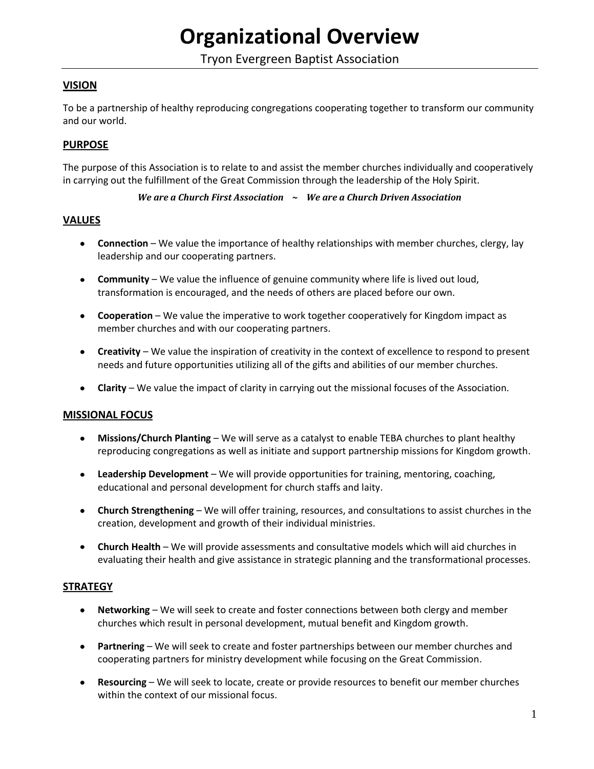# Organizational Overview

Tryon Evergreen Baptist Association

## VISION

To be a partnership of healthy reproducing congregations cooperating together to transform our community and our world.

## PURPOSE

The purpose of this Association is to relate to and assist the member churches individually and cooperatively in carrying out the fulfillment of the Great Commission through the leadership of the Holy Spirit.

***We are a Church First Association ~ We are a Church Driven Association***

## VALUES

- **Connection** – We value the importance of healthy relationships with member churches, clergy, lay leadership and our cooperating partners.
- **Community** – We value the influence of genuine community where life is lived out loud, transformation is encouraged, and the needs of others are placed before our own.
- **Cooperation** – We value the imperative to work together cooperatively for Kingdom impact as member churches and with our cooperating partners.
- **Creativity** – We value the inspiration of creativity in the context of excellence to respond to present needs and future opportunities utilizing all of the gifts and abilities of our member churches.
- **Clarity** – We value the impact of clarity in carrying out the missional focuses of the Association.

## MISSIONAL FOCUS

- **Missions/Church Planting** – We will serve as a catalyst to enable TEBA churches to plant healthy reproducing congregations as well as initiate and support partnership missions for Kingdom growth.
- **Leadership Development** – We will provide opportunities for training, mentoring, coaching, educational and personal development for church staffs and laity.
- **Church Strengthening** – We will offer training, resources, and consultations to assist churches in the creation, development and growth of their individual ministries.
- **Church Health** – We will provide assessments and consultative models which will aid churches in evaluating their health and give assistance in strategic planning and the transformational processes.

## STRATEGY

- **Networking** – We will seek to create and foster connections between both clergy and member churches which result in personal development, mutual benefit and Kingdom growth.
- **Partnering** – We will seek to create and foster partnerships between our member churches and cooperating partners for ministry development while focusing on the Great Commission.
- **Resourcing** – We will seek to locate, create or provide resources to benefit our member churches within the context of our missional focus.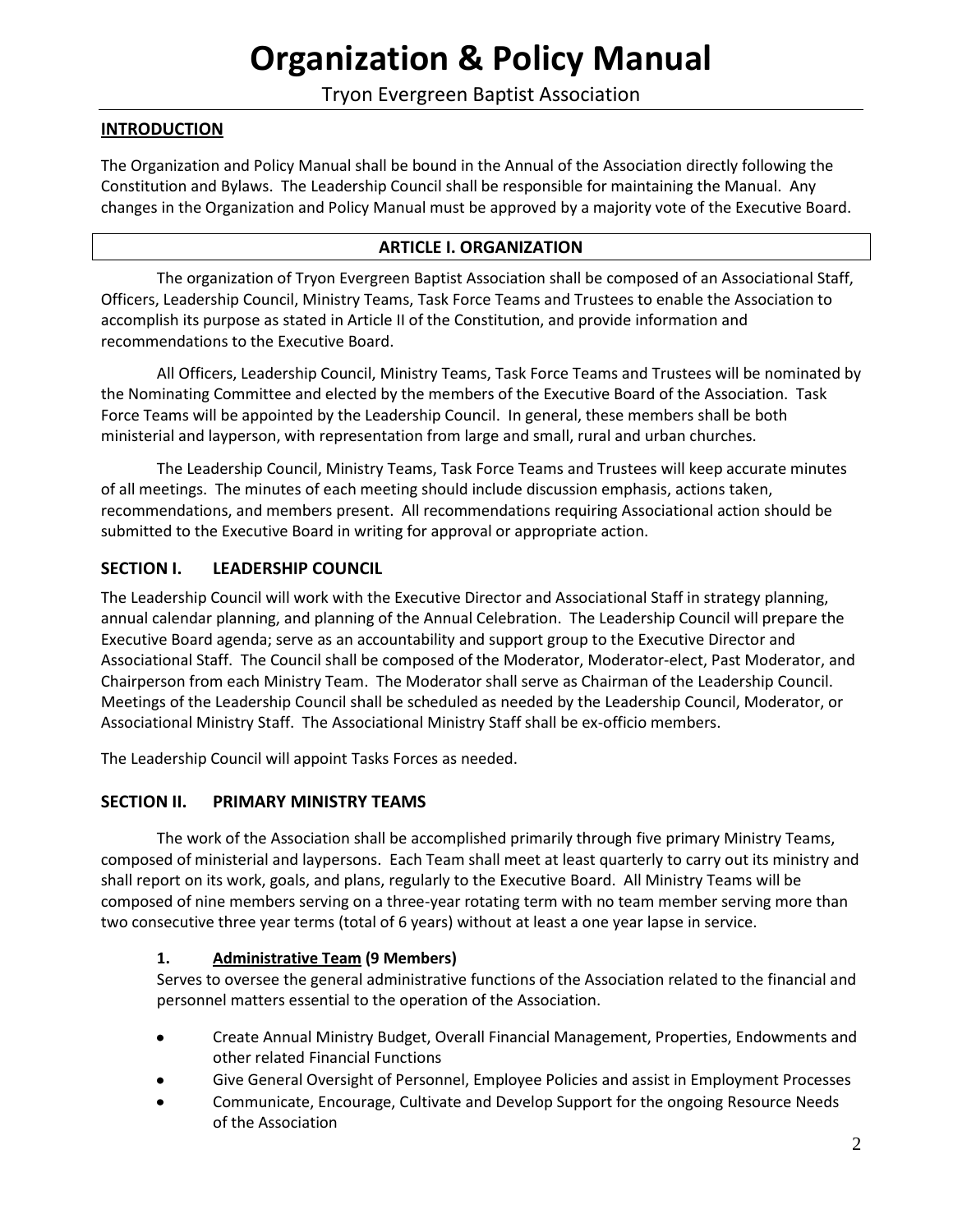# Organization & Policy Manual

Tryon Evergreen Baptist Association

## INTRODUCTION

The Organization and Policy Manual shall be bound in the Annual of the Association directly following the Constitution and Bylaws. The Leadership Council shall be responsible for maintaining the Manual. Any changes in the Organization and Policy Manual must be approved by a majority vote of the Executive Board.

## ARTICLE I. ORGANIZATION

The organization of Tryon Evergreen Baptist Association shall be composed of an Associational Staff, Officers, Leadership Council, Ministry Teams, Task Force Teams and Trustees to enable the Association to accomplish its purpose as stated in Article II of the Constitution, and provide information and recommendations to the Executive Board.

All Officers, Leadership Council, Ministry Teams, Task Force Teams and Trustees will be nominated by the Nominating Committee and elected by the members of the Executive Board of the Association. Task Force Teams will be appointed by the Leadership Council. In general, these members shall be both ministerial and layperson, with representation from large and small, rural and urban churches.

The Leadership Council, Ministry Teams, Task Force Teams and Trustees will keep accurate minutes of all meetings. The minutes of each meeting should include discussion emphasis, actions taken, recommendations, and members present. All recommendations requiring Associational action should be submitted to the Executive Board in writing for approval or appropriate action.

### SECTION I. LEADERSHIP COUNCIL

The Leadership Council will work with the Executive Director and Associational Staff in strategy planning, annual calendar planning, and planning of the Annual Celebration. The Leadership Council will prepare the Executive Board agenda; serve as an accountability and support group to the Executive Director and Associational Staff. The Council shall be composed of the Moderator, Moderator-elect, Past Moderator, and Chairperson from each Ministry Team. The Moderator shall serve as Chairman of the Leadership Council. Meetings of the Leadership Council shall be scheduled as needed by the Leadership Council, Moderator, or Associational Ministry Staff. The Associational Ministry Staff shall be ex-officio members.

The Leadership Council will appoint Tasks Forces as needed.

### SECTION II. PRIMARY MINISTRY TEAMS

The work of the Association shall be accomplished primarily through five primary Ministry Teams, composed of ministerial and laypersons. Each Team shall meet at least quarterly to carry out its ministry and shall report on its work, goals, and plans, regularly to the Executive Board. All Ministry Teams will be composed of nine members serving on a three-year rotating term with no team member serving more than two consecutive three year terms (total of 6 years) without at least a one year lapse in service.

**1. Administrative Team (9 Members)**

Serves to oversee the general administrative functions of the Association related to the financial and personnel matters essential to the operation of the Association.

- Create Annual Ministry Budget, Overall Financial Management, Properties, Endowments and other related Financial Functions
- Give General Oversight of Personnel, Employee Policies and assist in Employment Processes
- Communicate, Encourage, Cultivate and Develop Support for the ongoing Resource Needs of the Association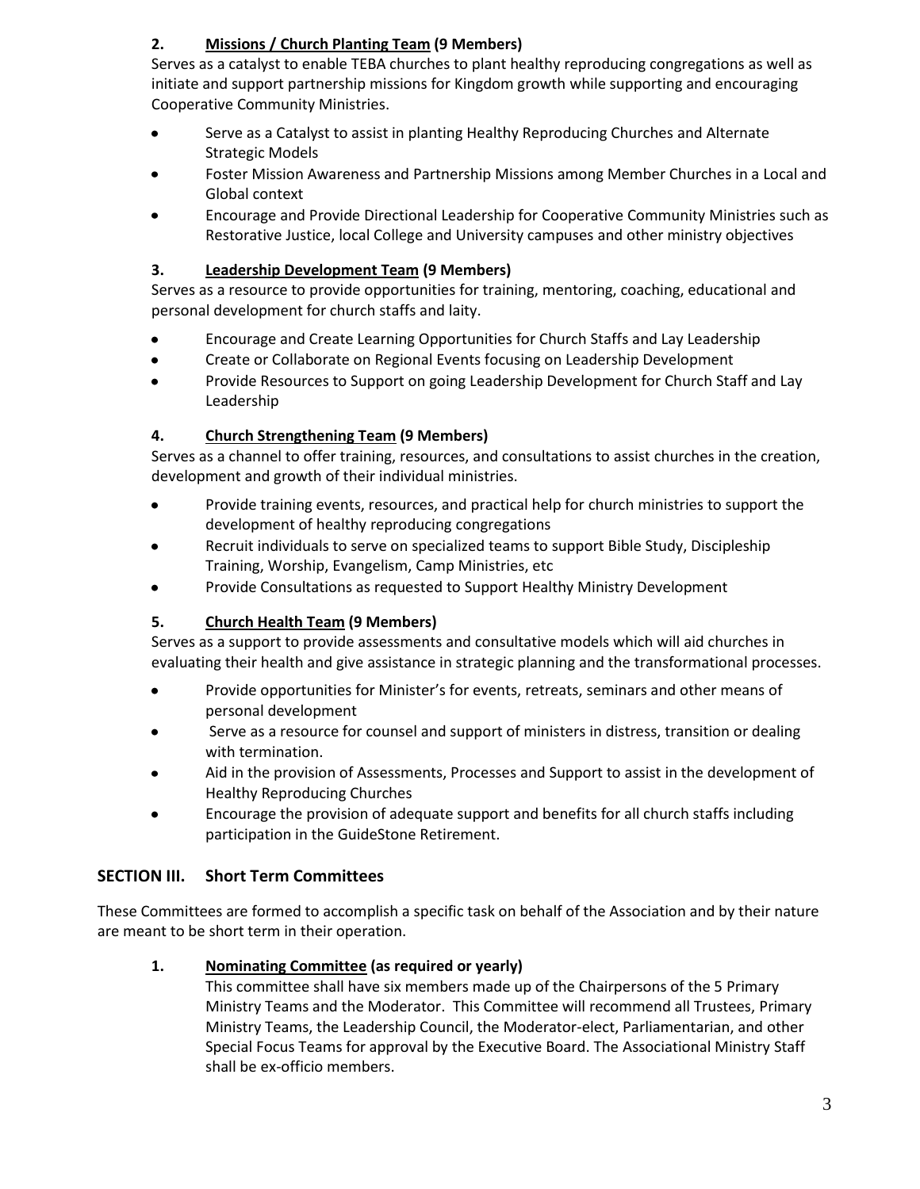### 2. <u>Missions / Church Planting Team</u> (9 Members)

Serves as a catalyst to enable TEBA churches to plant healthy reproducing congregations as well as initiate and support partnership missions for Kingdom growth while supporting and encouraging Cooperative Community Ministries.

- Serve as a Catalyst to assist in planting Healthy Reproducing Churches and Alternate Strategic Models
- Foster Mission Awareness and Partnership Missions among Member Churches in a Local and Global context
- Encourage and Provide Directional Leadership for Cooperative Community Ministries such as Restorative Justice, local College and University campuses and other ministry objectives

### 3. <u>Leadership Development Team</u> (9 Members)

Serves as a resource to provide opportunities for training, mentoring, coaching, educational and personal development for church staffs and laity.

- Encourage and Create Learning Opportunities for Church Staffs and Lay Leadership
- Create or Collaborate on Regional Events focusing on Leadership Development
- Provide Resources to Support on going Leadership Development for Church Staff and Lay Leadership

### 4. <u>Church Strengthening Team</u> (9 Members)

Serves as a channel to offer training, resources, and consultations to assist churches in the creation, development and growth of their individual ministries.

- Provide training events, resources, and practical help for church ministries to support the development of healthy reproducing congregations
- Recruit individuals to serve on specialized teams to support Bible Study, Discipleship Training, Worship, Evangelism, Camp Ministries, etc
- Provide Consultations as requested to Support Healthy Ministry Development

### 5. <u>Church Health Team</u> (9 Members)

Serves as a support to provide assessments and consultative models which will aid churches in evaluating their health and give assistance in strategic planning and the transformational processes.

- Provide opportunities for Minister's for events, retreats, seminars and other means of personal development
- Serve as a resource for counsel and support of ministers in distress, transition or dealing with termination.
- Aid in the provision of Assessments, Processes and Support to assist in the development of Healthy Reproducing Churches
- Encourage the provision of adequate support and benefits for all church staffs including participation in the GuideStone Retirement.

## SECTION III. Short Term Committees

These Committees are formed to accomplish a specific task on behalf of the Association and by their nature are meant to be short term in their operation.

### 1. <u>Nominating Committee</u> (as required or yearly)

This committee shall have six members made up of the Chairpersons of the 5 Primary Ministry Teams and the Moderator. This Committee will recommend all Trustees, Primary Ministry Teams, the Leadership Council, the Moderator-elect, Parliamentarian, and other Special Focus Teams for approval by the Executive Board. The Associational Ministry Staff shall be ex-officio members.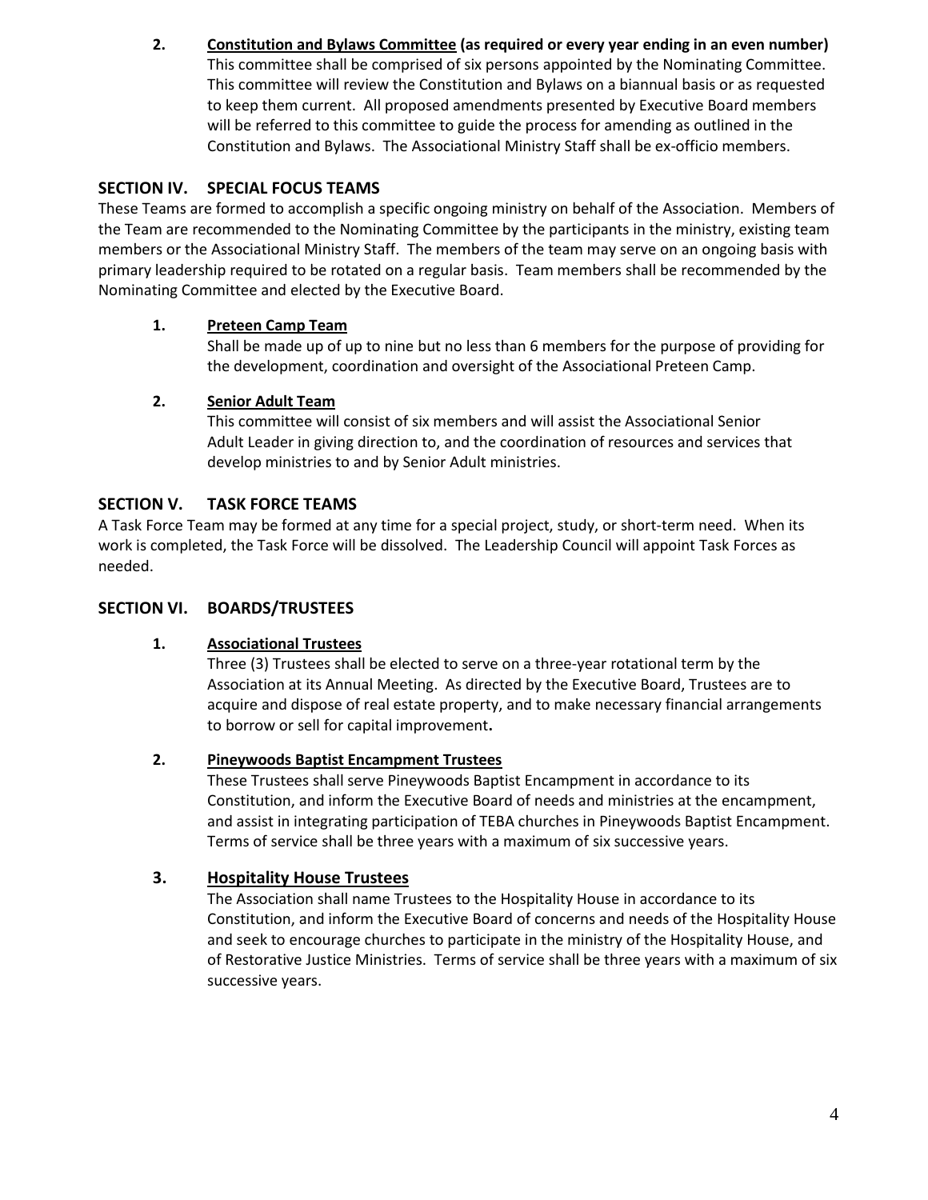2. **Constitution and Bylaws Committee (as required or every year ending in an even number)**
   This committee shall be comprised of six persons appointed by the Nominating Committee. This committee will review the Constitution and Bylaws on a biannual basis or as requested to keep them current. All proposed amendments presented by Executive Board members will be referred to this committee to guide the process for amending as outlined in the Constitution and Bylaws. The Associational Ministry Staff shall be ex-officio members.

## SECTION IV. SPECIAL FOCUS TEAMS

These Teams are formed to accomplish a specific ongoing ministry on behalf of the Association. Members of the Team are recommended to the Nominating Committee by the participants in the ministry, existing team members or the Associational Ministry Staff. The members of the team may serve on an ongoing basis with primary leadership required to be rotated on a regular basis. Team members shall be recommended by the Nominating Committee and elected by the Executive Board.

1. **Preteen Camp Team**
   Shall be made up of up to nine but no less than 6 members for the purpose of providing for the development, coordination and oversight of the Associational Preteen Camp.

2. **Senior Adult Team**
   This committee will consist of six members and will assist the Associational Senior Adult Leader in giving direction to, and the coordination of resources and services that develop ministries to and by Senior Adult ministries.

## SECTION V. TASK FORCE TEAMS

A Task Force Team may be formed at any time for a special project, study, or short-term need. When its work is completed, the Task Force will be dissolved. The Leadership Council will appoint Task Forces as needed.

## SECTION VI. BOARDS/TRUSTEES

1. **Associational Trustees**
   Three (3) Trustees shall be elected to serve on a three-year rotational term by the Association at its Annual Meeting. As directed by the Executive Board, Trustees are to acquire and dispose of real estate property, and to make necessary financial arrangements to borrow or sell for capital improvement**.**

2. **Pineywoods Baptist Encampment Trustees**
   These Trustees shall serve Pineywoods Baptist Encampment in accordance to its Constitution, and inform the Executive Board of needs and ministries at the encampment, and assist in integrating participation of TEBA churches in Pineywoods Baptist Encampment. Terms of service shall be three years with a maximum of six successive years.

3. **Hospitality House Trustees**
   The Association shall name Trustees to the Hospitality House in accordance to its Constitution, and inform the Executive Board of concerns and needs of the Hospitality House and seek to encourage churches to participate in the ministry of the Hospitality House, and of Restorative Justice Ministries. Terms of service shall be three years with a maximum of six successive years.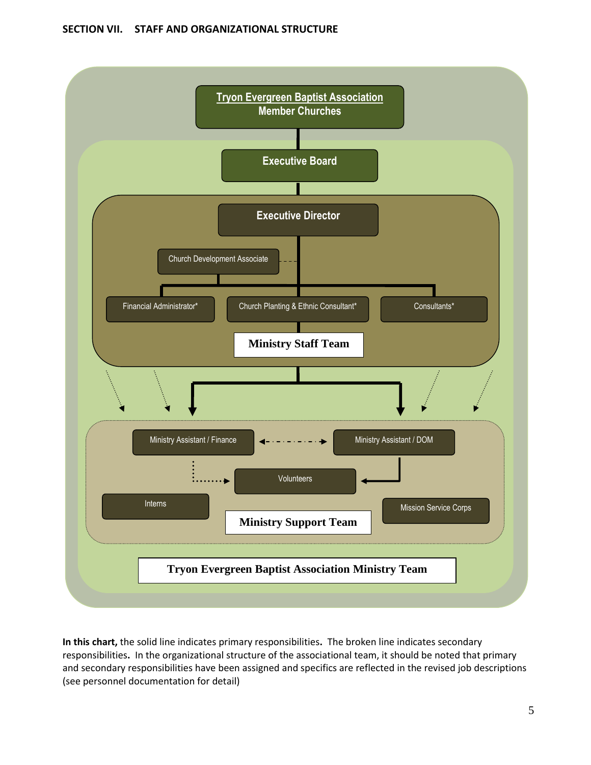## SECTION VII. STAFF AND ORGANIZATIONAL STRUCTURE

**Tryon Evergreen Baptist Association Member Churches**

**Executive Board**

**Executive Director**

Church Development Associate

Financial Administrator*

Church Planting & Ethnic Consultant*

Consultants*

**Ministry Staff Team**

Ministry Assistant / Finance

Ministry Assistant / DOM

Volunteers

Interns

Mission Service Corps

**Ministry Support Team**

**Tryon Evergreen Baptist Association Ministry Team**

**In this chart,** the solid line indicates primary responsibilities**.** The broken line indicates secondary responsibilities**.** In the organizational structure of the associational team, it should be noted that primary and secondary responsibilities have been assigned and specifics are reflected in the revised job descriptions (see personnel documentation for detail)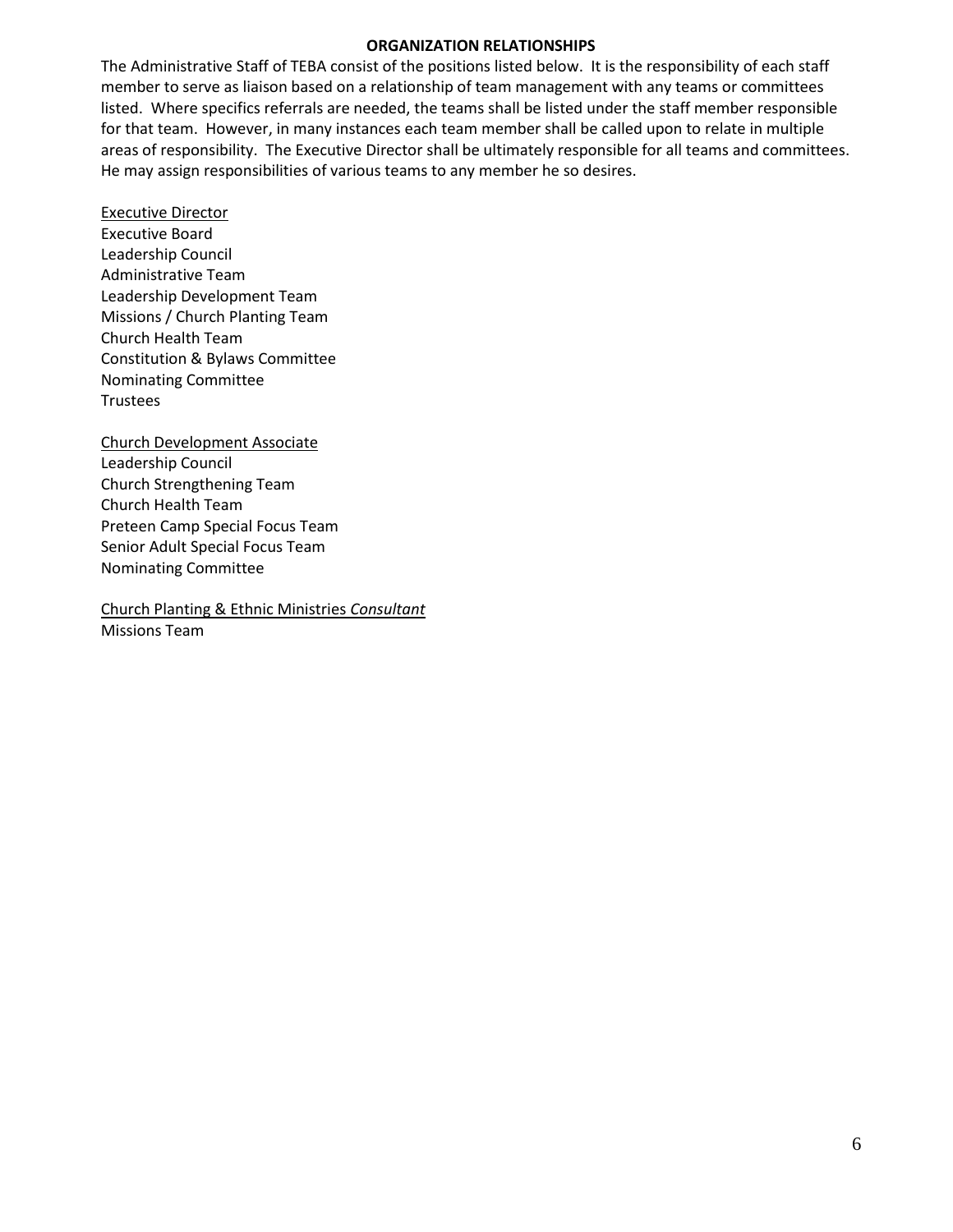## ORGANIZATION RELATIONSHIPS

The Administrative Staff of TEBA consist of the positions listed below. It is the responsibility of each staff member to serve as liaison based on a relationship of team management with any teams or committees listed. Where specifics referrals are needed, the teams shall be listed under the staff member responsible for that team. However, in many instances each team member shall be called upon to relate in multiple areas of responsibility. The Executive Director shall be ultimately responsible for all teams and committees. He may assign responsibilities of various teams to any member he so desires.

<u>Executive Director</u>
Executive Board
Leadership Council
Administrative Team
Leadership Development Team
Missions / Church Planting Team
Church Health Team
Constitution & Bylaws Committee
Nominating Committee
Trustees

<u>Church Development Associate</u>
Leadership Council
Church Strengthening Team
Church Health Team
Preteen Camp Special Focus Team
Senior Adult Special Focus Team
Nominating Committee

<u>Church Planting & Ethnic Ministries *Consultant*</u>
Missions Team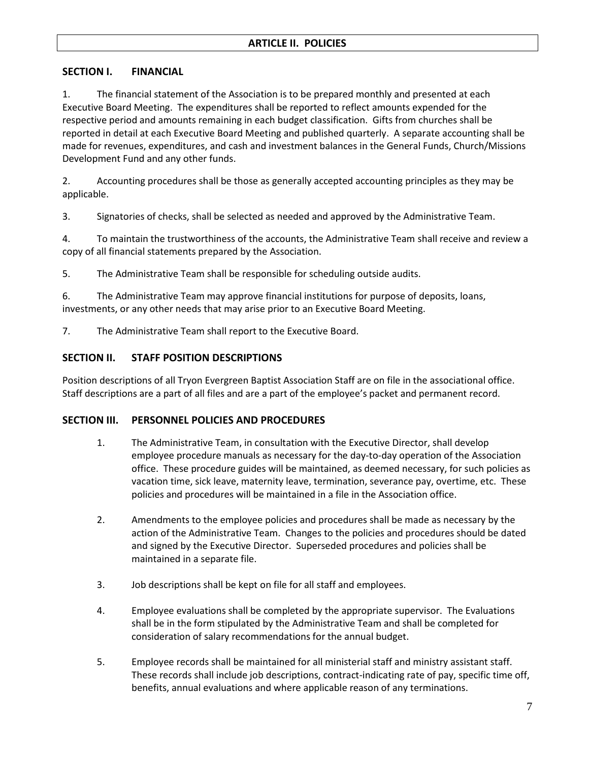# ARTICLE II. POLICIES

## SECTION I. FINANCIAL

1. The financial statement of the Association is to be prepared monthly and presented at each Executive Board Meeting. The expenditures shall be reported to reflect amounts expended for the respective period and amounts remaining in each budget classification. Gifts from churches shall be reported in detail at each Executive Board Meeting and published quarterly. A separate accounting shall be made for revenues, expenditures, and cash and investment balances in the General Funds, Church/Missions Development Fund and any other funds.

2. Accounting procedures shall be those as generally accepted accounting principles as they may be applicable.

3. Signatories of checks, shall be selected as needed and approved by the Administrative Team.

4. To maintain the trustworthiness of the accounts, the Administrative Team shall receive and review a copy of all financial statements prepared by the Association.

5. The Administrative Team shall be responsible for scheduling outside audits.

6. The Administrative Team may approve financial institutions for purpose of deposits, loans, investments, or any other needs that may arise prior to an Executive Board Meeting.

7. The Administrative Team shall report to the Executive Board.

## SECTION II. STAFF POSITION DESCRIPTIONS

Position descriptions of all Tryon Evergreen Baptist Association Staff are on file in the associational office. Staff descriptions are a part of all files and are a part of the employee's packet and permanent record.

## SECTION III. PERSONNEL POLICIES AND PROCEDURES

1. The Administrative Team, in consultation with the Executive Director, shall develop employee procedure manuals as necessary for the day-to-day operation of the Association office. These procedure guides will be maintained, as deemed necessary, for such policies as vacation time, sick leave, maternity leave, termination, severance pay, overtime, etc. These policies and procedures will be maintained in a file in the Association office.

2. Amendments to the employee policies and procedures shall be made as necessary by the action of the Administrative Team. Changes to the policies and procedures should be dated and signed by the Executive Director. Superseded procedures and policies shall be maintained in a separate file.

3. Job descriptions shall be kept on file for all staff and employees.

4. Employee evaluations shall be completed by the appropriate supervisor. The Evaluations shall be in the form stipulated by the Administrative Team and shall be completed for consideration of salary recommendations for the annual budget.

5. Employee records shall be maintained for all ministerial staff and ministry assistant staff. These records shall include job descriptions, contract-indicating rate of pay, specific time off, benefits, annual evaluations and where applicable reason of any terminations.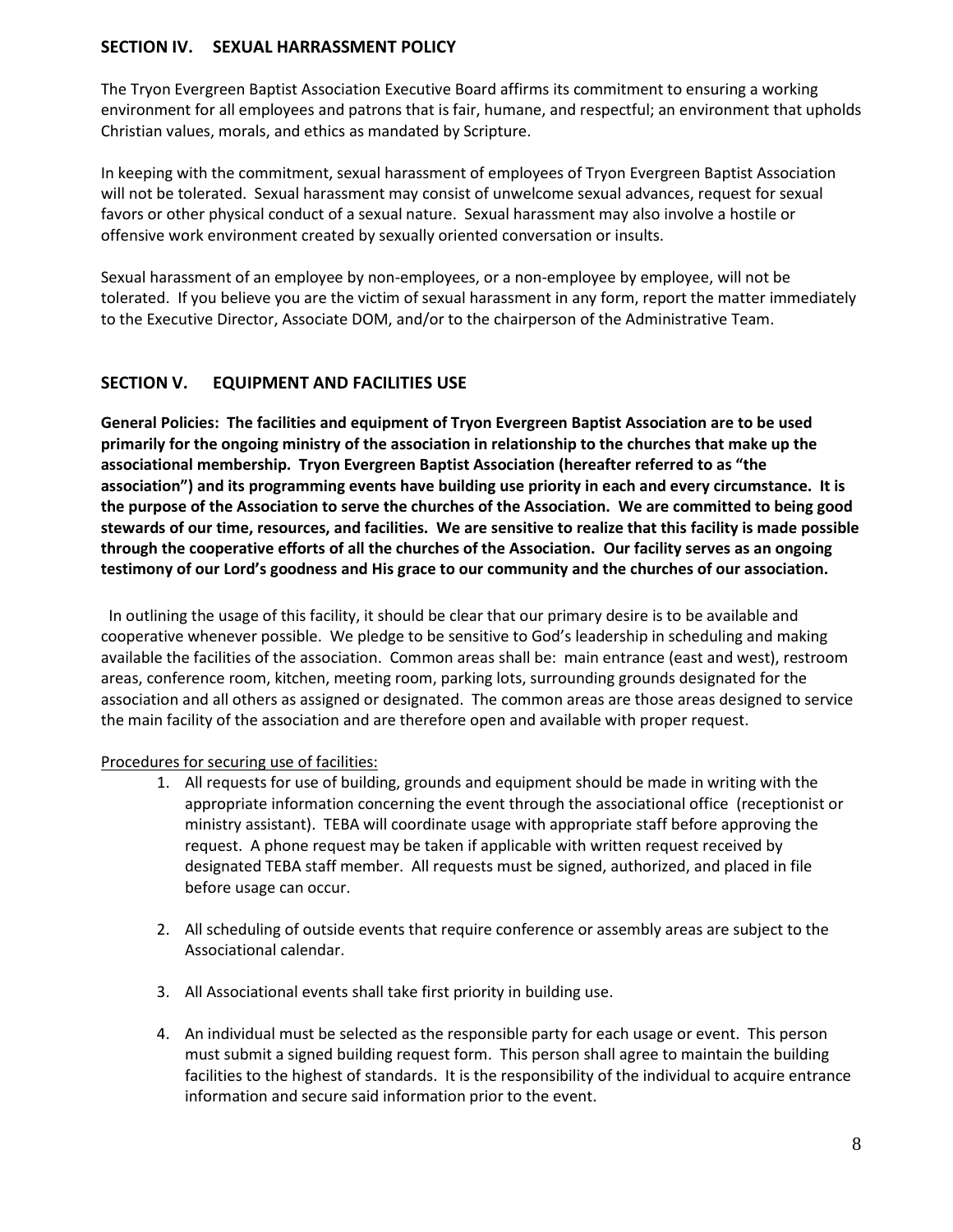## SECTION IV. SEXUAL HARRASSMENT POLICY

The Tryon Evergreen Baptist Association Executive Board affirms its commitment to ensuring a working environment for all employees and patrons that is fair, humane, and respectful; an environment that upholds Christian values, morals, and ethics as mandated by Scripture.

In keeping with the commitment, sexual harassment of employees of Tryon Evergreen Baptist Association will not be tolerated. Sexual harassment may consist of unwelcome sexual advances, request for sexual favors or other physical conduct of a sexual nature. Sexual harassment may also involve a hostile or offensive work environment created by sexually oriented conversation or insults.

Sexual harassment of an employee by non-employees, or a non-employee by employee, will not be tolerated. If you believe you are the victim of sexual harassment in any form, report the matter immediately to the Executive Director, Associate DOM, and/or to the chairperson of the Administrative Team.

## SECTION V. EQUIPMENT AND FACILITIES USE

**General Policies: The facilities and equipment of Tryon Evergreen Baptist Association are to be used primarily for the ongoing ministry of the association in relationship to the churches that make up the associational membership. Tryon Evergreen Baptist Association (hereafter referred to as "the association") and its programming events have building use priority in each and every circumstance. It is the purpose of the Association to serve the churches of the Association. We are committed to being good stewards of our time, resources, and facilities. We are sensitive to realize that this facility is made possible through the cooperative efforts of all the churches of the Association. Our facility serves as an ongoing testimony of our Lord's goodness and His grace to our community and the churches of our association.**

In outlining the usage of this facility, it should be clear that our primary desire is to be available and cooperative whenever possible. We pledge to be sensitive to God's leadership in scheduling and making available the facilities of the association. Common areas shall be: main entrance (east and west), restroom areas, conference room, kitchen, meeting room, parking lots, surrounding grounds designated for the association and all others as assigned or designated. The common areas are those areas designed to service the main facility of the association and are therefore open and available with proper request.

<u>Procedures for securing use of facilities:</u>

1. All requests for use of building, grounds and equipment should be made in writing with the appropriate information concerning the event through the associational office (receptionist or ministry assistant). TEBA will coordinate usage with appropriate staff before approving the request. A phone request may be taken if applicable with written request received by designated TEBA staff member. All requests must be signed, authorized, and placed in file before usage can occur.

2. All scheduling of outside events that require conference or assembly areas are subject to the Associational calendar.

3. All Associational events shall take first priority in building use.

4. An individual must be selected as the responsible party for each usage or event. This person must submit a signed building request form. This person shall agree to maintain the building facilities to the highest of standards. It is the responsibility of the individual to acquire entrance information and secure said information prior to the event.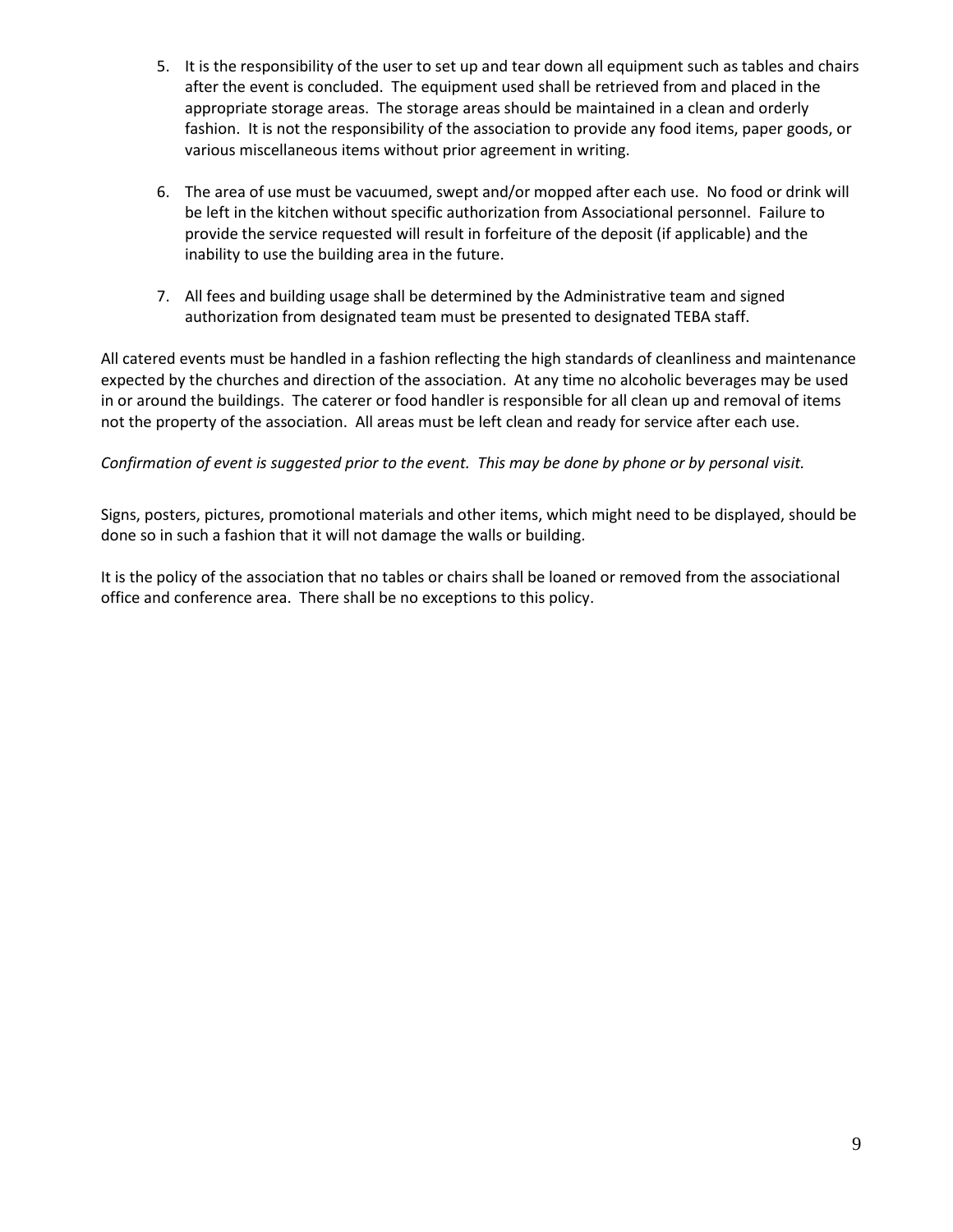5. It is the responsibility of the user to set up and tear down all equipment such as tables and chairs after the event is concluded. The equipment used shall be retrieved from and placed in the appropriate storage areas. The storage areas should be maintained in a clean and orderly fashion. It is not the responsibility of the association to provide any food items, paper goods, or various miscellaneous items without prior agreement in writing.

6. The area of use must be vacuumed, swept and/or mopped after each use. No food or drink will be left in the kitchen without specific authorization from Associational personnel. Failure to provide the service requested will result in forfeiture of the deposit (if applicable) and the inability to use the building area in the future.

7. All fees and building usage shall be determined by the Administrative team and signed authorization from designated team must be presented to designated TEBA staff.

All catered events must be handled in a fashion reflecting the high standards of cleanliness and maintenance expected by the churches and direction of the association. At any time no alcoholic beverages may be used in or around the buildings. The caterer or food handler is responsible for all clean up and removal of items not the property of the association. All areas must be left clean and ready for service after each use.

*Confirmation of event is suggested prior to the event. This may be done by phone or by personal visit.*

Signs, posters, pictures, promotional materials and other items, which might need to be displayed, should be done so in such a fashion that it will not damage the walls or building.

It is the policy of the association that no tables or chairs shall be loaned or removed from the associational office and conference area. There shall be no exceptions to this policy.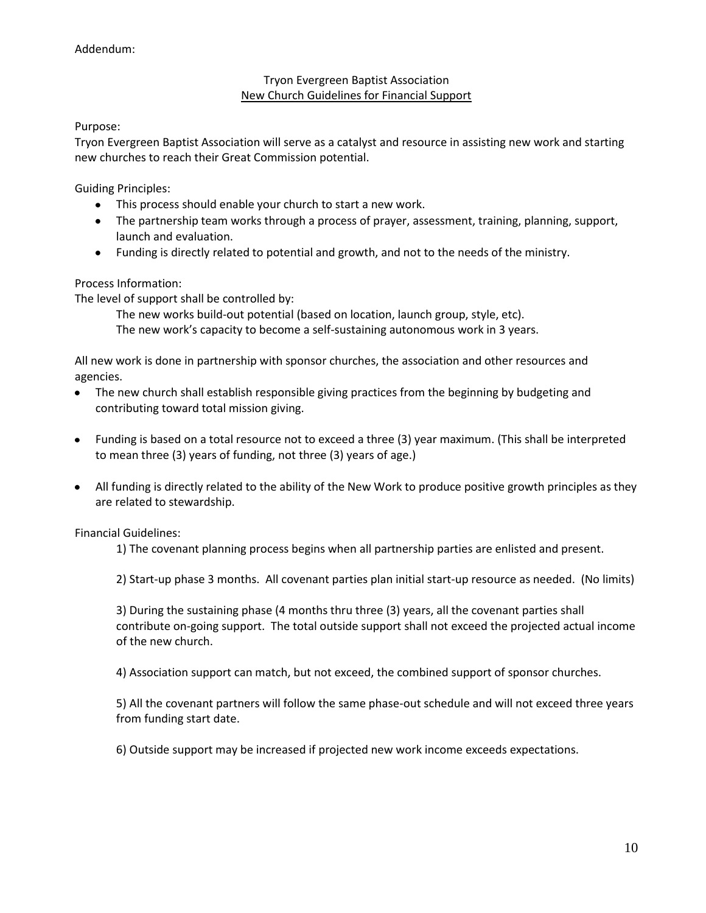Addendum:

## Tryon Evergreen Baptist Association
### New Church Guidelines for Financial Support

Purpose:
Tryon Evergreen Baptist Association will serve as a catalyst and resource in assisting new work and starting new churches to reach their Great Commission potential.

Guiding Principles:

- This process should enable your church to start a new work.
- The partnership team works through a process of prayer, assessment, training, planning, support, launch and evaluation.
- Funding is directly related to potential and growth, and not to the needs of the ministry.

Process Information:
The level of support shall be controlled by:

The new works build-out potential (based on location, launch group, style, etc).
The new work's capacity to become a self-sustaining autonomous work in 3 years.

All new work is done in partnership with sponsor churches, the association and other resources and agencies.

- The new church shall establish responsible giving practices from the beginning by budgeting and contributing toward total mission giving.
- Funding is based on a total resource not to exceed a three (3) year maximum. (This shall be interpreted to mean three (3) years of funding, not three (3) years of age.)
- All funding is directly related to the ability of the New Work to produce positive growth principles as they are related to stewardship.

Financial Guidelines:

1) The covenant planning process begins when all partnership parties are enlisted and present.

2) Start-up phase 3 months. All covenant parties plan initial start-up resource as needed. (No limits)

3) During the sustaining phase (4 months thru three (3) years, all the covenant parties shall contribute on-going support. The total outside support shall not exceed the projected actual income of the new church.

4) Association support can match, but not exceed, the combined support of sponsor churches.

5) All the covenant partners will follow the same phase-out schedule and will not exceed three years from funding start date.

6) Outside support may be increased if projected new work income exceeds expectations.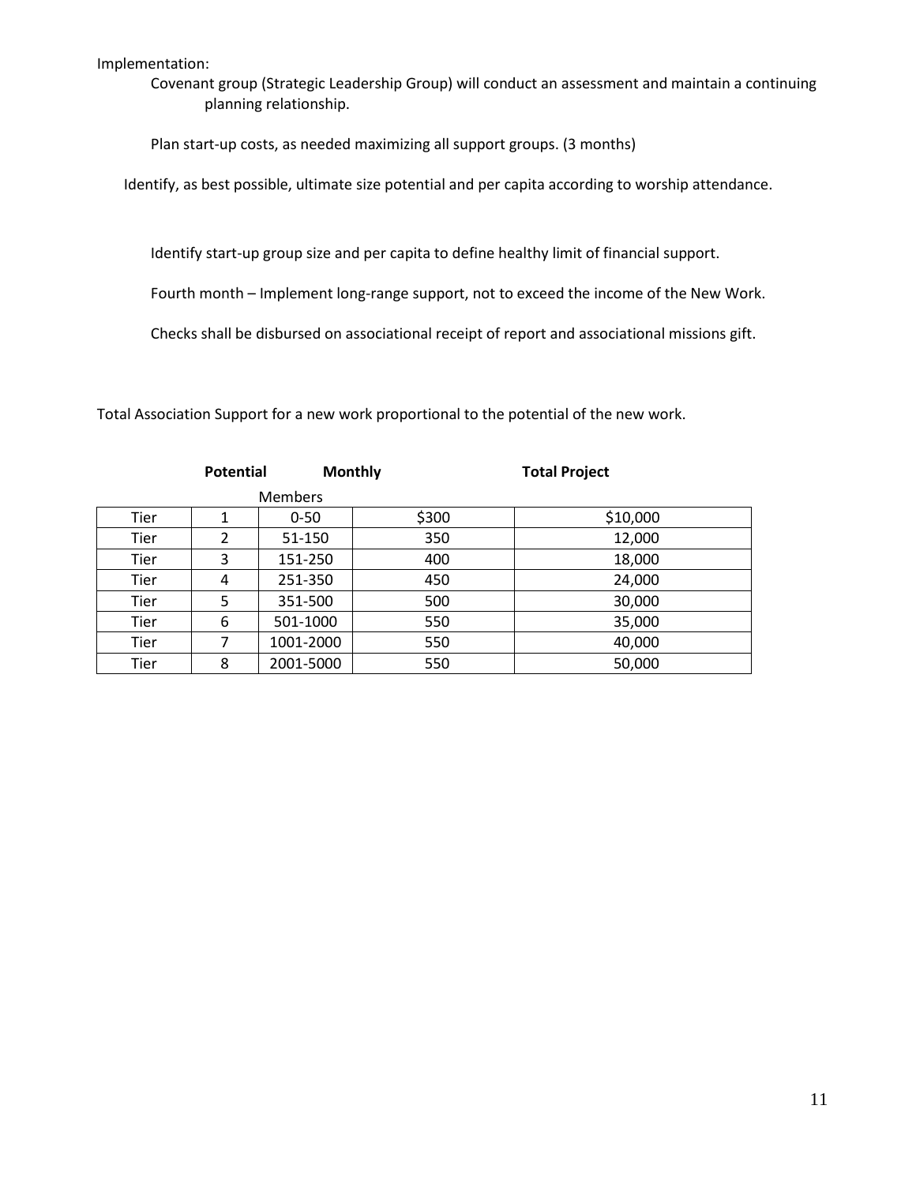Implementation:

Covenant group (Strategic Leadership Group) will conduct an assessment and maintain a continuing planning relationship.

Plan start-up costs, as needed maximizing all support groups. (3 months)

Identify, as best possible, ultimate size potential and per capita according to worship attendance.

Identify start-up group size and per capita to define healthy limit of financial support.

Fourth month – Implement long-range support, not to exceed the income of the New Work.

Checks shall be disbursed on associational receipt of report and associational missions gift.

Total Association Support for a new work proportional to the potential of the new work.

| | | Potential Members | Monthly | Total Project |
|---|---|---|---|---|
| Tier | 1 | 0-50 | $300 | $10,000 |
| Tier | 2 | 51-150 | 350 | 12,000 |
| Tier | 3 | 151-250 | 400 | 18,000 |
| Tier | 4 | 251-350 | 450 | 24,000 |
| Tier | 5 | 351-500 | 500 | 30,000 |
| Tier | 6 | 501-1000 | 550 | 35,000 |
| Tier | 7 | 1001-2000 | 550 | 40,000 |
| Tier | 8 | 2001-5000 | 550 | 50,000 |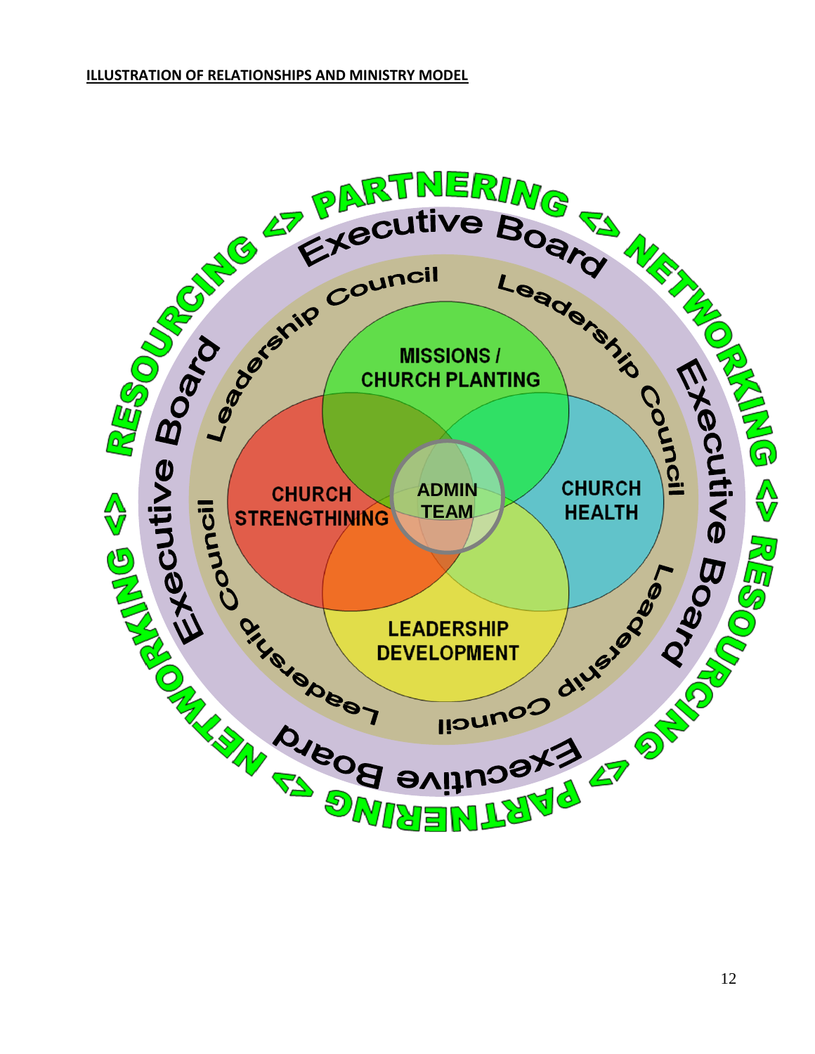**ILLUSTRATION OF RELATIONSHIPS AND MINISTRY MODEL**

PARTNERING <> NETWORKING <> RESOURCING <> PARTNERING <> NETWORKING <> RESOURCING <>

Executive Board

Leadership Council

MISSIONS / CHURCH PLANTING

CHURCH STRENGTHINING

ADMIN TEAM

CHURCH HEALTH

LEADERSHIP DEVELOPMENT